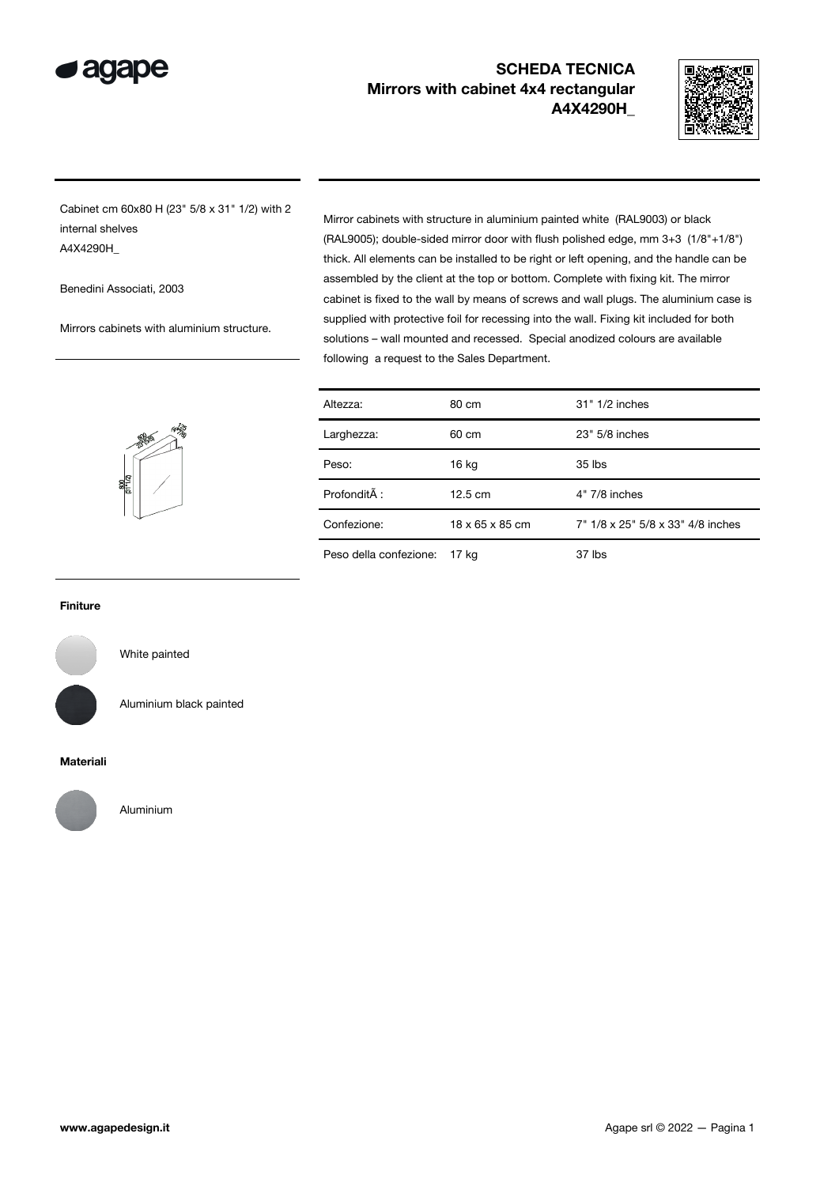# SCHEDA TECNICA
## Mirrors with cabinet 4x4 rectangular
## A4X4290H_

Cabinet cm 60x80 H (23" 5/8 x 31" 1/2) with 2 internal shelves
A4X4290H_

Benedini Associati, 2003

Mirrors cabinets with aluminium structure.

Mirror cabinets with structure in aluminium painted white (RAL9003) or black (RAL9005); double-sided mirror door with flush polished edge, mm 3+3 (1/8"+1/8") thick. All elements can be installed to be right or left opening, and the handle can be assembled by the client at the top or bottom. Complete with fixing kit. The mirror cabinet is fixed to the wall by means of screws and wall plugs. The aluminium case is supplied with protective foil for recessing into the wall. Fixing kit included for both solutions – wall mounted and recessed. Special anodized colours are available following a request to the Sales Department.

| | | |
|---|---|---|
| Altezza: | 80 cm | 31" 1/2 inches |
| Larghezza: | 60 cm | 23" 5/8 inches |
| Peso: | 16 kg | 35 lbs |
| ProfonditÃ : | 12.5 cm | 4" 7/8 inches |
| Confezione: | 18 x 65 x 85 cm | 7" 1/8 x 25" 5/8 x 33" 4/8 inches |
| Peso della confezione: | 17 kg | 37 lbs |

**Finiture**

White painted

Aluminium black painted

**Materiali**

Aluminium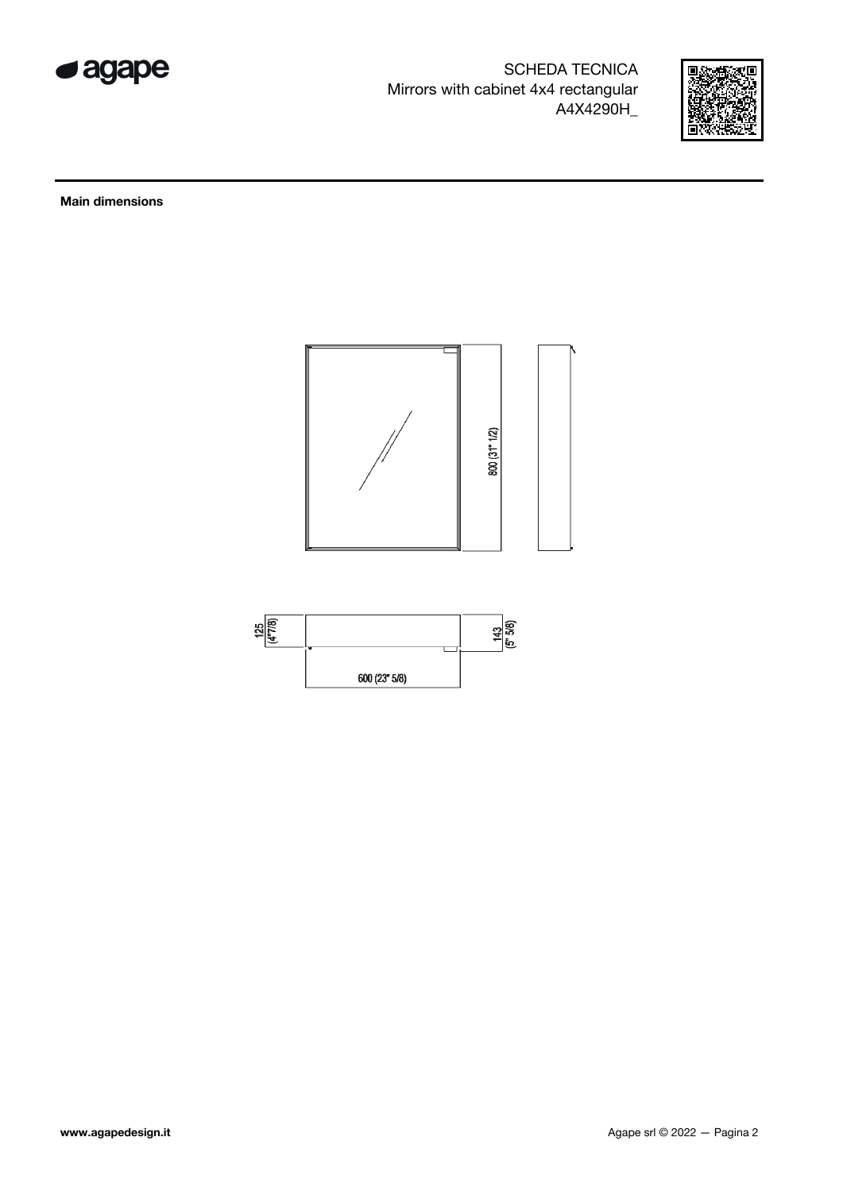SCHEDA TECNICA
Mirrors with cabinet 4x4 rectangular
A4X4290H_

## Main dimensions

800 (31" 1/2)

125 (4"7/8)

143 (5" 5/8)

600 (23" 5/8)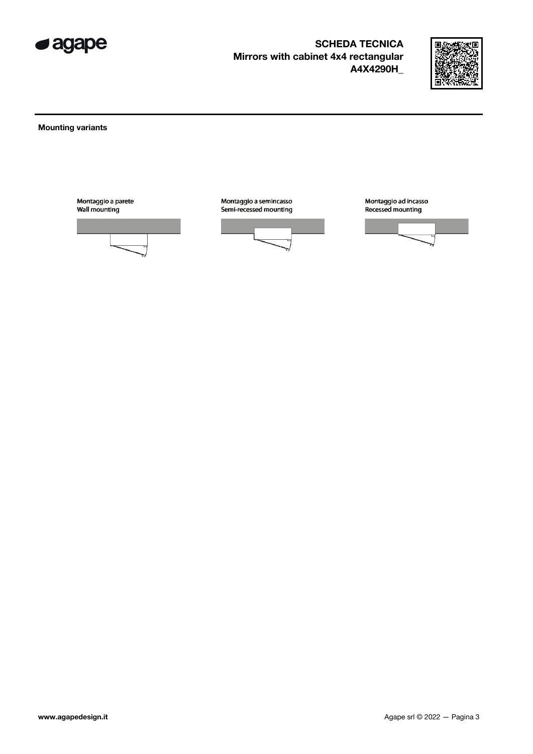## Mounting variants

Montaggio a parete
Wall mounting

Montaggio a semincasso
Semi-recessed mounting

Montaggio ad incasso
Recessed mounting